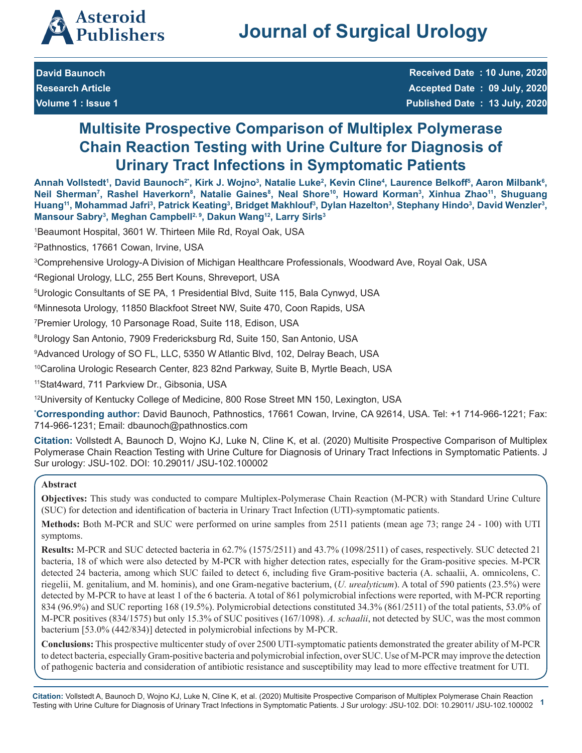David Baunoch
Research Article
Volume 1 : Issue 1

Received Date : 10 June, 2020
Accepted Date : 09 July, 2020
Published Date : 13 July, 2020

# Multisite Prospective Comparison of Multiplex Polymerase Chain Reaction Testing with Urine Culture for Diagnosis of Urinary Tract Infections in Symptomatic Patients

**Annah Vollstedt[1], David Baunoch[2*], Kirk J. Wojno[3], Natalie Luke[2], Kevin Cline[4], Laurence Belkoff[5], Aaron Milbank[6], Neil Sherman[7], Rashel Haverkorn[8], Natalie Gaines[8], Neal Shore[10], Howard Korman[3], Xinhua Zhao[11], Shuguang Huang[11], Mohammad Jafri[3], Patrick Keating[3], Bridget Makhlouf[3], Dylan Hazelton[3], Stephany Hindo[3], David Wenzler[3], Mansour Sabry[3], Meghan Campbell[2, 9], Dakun Wang[12], Larry Sirls[3]**

[1]Beaumont Hospital, 3601 W. Thirteen Mile Rd, Royal Oak, USA

[2]Pathnostics, 17661 Cowan, Irvine, USA

[3]Comprehensive Urology-A Division of Michigan Healthcare Professionals, Woodward Ave, Royal Oak, USA

[4]Regional Urology, LLC, 255 Bert Kouns, Shreveport, USA

[5]Urologic Consultants of SE PA, 1 Presidential Blvd, Suite 115, Bala Cynwyd, USA

[6]Minnesota Urology, 11850 Blackfoot Street NW, Suite 470, Coon Rapids, USA

[7]Premier Urology, 10 Parsonage Road, Suite 118, Edison, USA

[8]Urology San Antonio, 7909 Fredericksburg Rd, Suite 150, San Antonio, USA

[9]Advanced Urology of SO FL, LLC, 5350 W Atlantic Blvd, 102, Delray Beach, USA

[10]Carolina Urologic Research Center, 823 82nd Parkway, Suite B, Myrtle Beach, USA

[11]Stat4ward, 711 Parkview Dr., Gibsonia, USA

[12]University of Kentucky College of Medicine, 800 Rose Street MN 150, Lexington, USA

[*]**Corresponding author:** David Baunoch, Pathnostics, 17661 Cowan, Irvine, CA 92614, USA. Tel: +1 714-966-1221; Fax: 714-966-1231; Email: dbaunoch@pathnostics.com

**Citation:** Vollstedt A, Baunoch D, Wojno KJ, Luke N, Cline K, et al. (2020) Multisite Prospective Comparison of Multiplex Polymerase Chain Reaction Testing with Urine Culture for Diagnosis of Urinary Tract Infections in Symptomatic Patients. J Sur urology: JSU-102. DOI: 10.29011/ JSU-102.100002

## Abstract

**Objectives:** This study was conducted to compare Multiplex-Polymerase Chain Reaction (M-PCR) with Standard Urine Culture (SUC) for detection and identification of bacteria in Urinary Tract Infection (UTI)-symptomatic patients.

**Methods:** Both M-PCR and SUC were performed on urine samples from 2511 patients (mean age 73; range 24 - 100) with UTI symptoms.

**Results:** M-PCR and SUC detected bacteria in 62.7% (1575/2511) and 43.7% (1098/2511) of cases, respectively. SUC detected 21 bacteria, 18 of which were also detected by M-PCR with higher detection rates, especially for the Gram-positive species. M-PCR detected 24 bacteria, among which SUC failed to detect 6, including five Gram-positive bacteria (A. schaalii, A. omnicolens, C. riegelii, M. genitalium, and M. hominis), and one Gram-negative bacterium, (*U. urealyticum*). A total of 590 patients (23.5%) were detected by M-PCR to have at least 1 of the 6 bacteria. A total of 861 polymicrobial infections were reported, with M-PCR reporting 834 (96.9%) and SUC reporting 168 (19.5%). Polymicrobial detections constituted 34.3% (861/2511) of the total patients, 53.0% of M-PCR positives (834/1575) but only 15.3% of SUC positives (167/1098). *A. schaalii*, not detected by SUC, was the most common bacterium [53.0% (442/834)] detected in polymicrobial infections by M-PCR.

**Conclusions:** This prospective multicenter study of over 2500 UTI-symptomatic patients demonstrated the greater ability of M-PCR to detect bacteria, especially Gram-positive bacteria and polymicrobial infection, over SUC. Use of M-PCR may improve the detection of pathogenic bacteria and consideration of antibiotic resistance and susceptibility may lead to more effective treatment for UTI.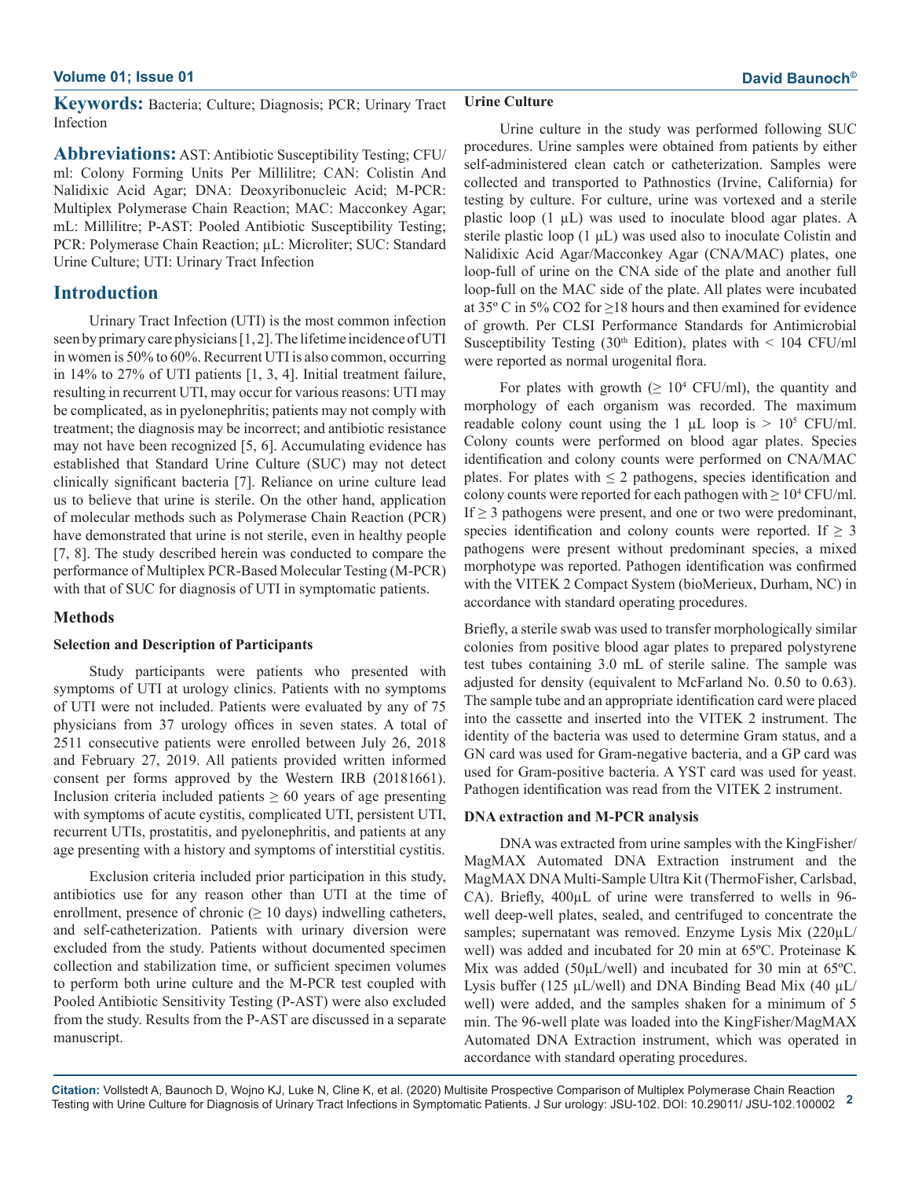**Keywords:** Bacteria; Culture; Diagnosis; PCR; Urinary Tract Infection

**Abbreviations:** AST: Antibiotic Susceptibility Testing; CFU/ml: Colony Forming Units Per Millilitre; CAN: Colistin And Nalidixic Acid Agar; DNA: Deoxyribonucleic Acid; M-PCR: Multiplex Polymerase Chain Reaction; MAC: Macconkey Agar; mL: Millilitre; P-AST: Pooled Antibiotic Susceptibility Testing; PCR: Polymerase Chain Reaction; µL: Microliter; SUC: Standard Urine Culture; UTI: Urinary Tract Infection

## Introduction

Urinary Tract Infection (UTI) is the most common infection seen by primary care physicians [1, 2]. The lifetime incidence of UTI in women is 50% to 60%. Recurrent UTI is also common, occurring in 14% to 27% of UTI patients [1, 3, 4]. Initial treatment failure, resulting in recurrent UTI, may occur for various reasons: UTI may be complicated, as in pyelonephritis; patients may not comply with treatment; the diagnosis may be incorrect; and antibiotic resistance may not have been recognized [5, 6]. Accumulating evidence has established that Standard Urine Culture (SUC) may not detect clinically significant bacteria [7]. Reliance on urine culture lead us to believe that urine is sterile. On the other hand, application of molecular methods such as Polymerase Chain Reaction (PCR) have demonstrated that urine is not sterile, even in healthy people [7, 8]. The study described herein was conducted to compare the performance of Multiplex PCR-Based Molecular Testing (M-PCR) with that of SUC for diagnosis of UTI in symptomatic patients.

### Methods

#### Selection and Description of Participants

Study participants were patients who presented with symptoms of UTI at urology clinics. Patients with no symptoms of UTI were not included. Patients were evaluated by any of 75 physicians from 37 urology offices in seven states. A total of 2511 consecutive patients were enrolled between July 26, 2018 and February 27, 2019. All patients provided written informed consent per forms approved by the Western IRB (20181661). Inclusion criteria included patients ≥ 60 years of age presenting with symptoms of acute cystitis, complicated UTI, persistent UTI, recurrent UTIs, prostatitis, and pyelonephritis, and patients at any age presenting with a history and symptoms of interstitial cystitis.

Exclusion criteria included prior participation in this study, antibiotics use for any reason other than UTI at the time of enrollment, presence of chronic (≥ 10 days) indwelling catheters, and self-catheterization. Patients with urinary diversion were excluded from the study. Patients without documented specimen collection and stabilization time, or sufficient specimen volumes to perform both urine culture and the M-PCR test coupled with Pooled Antibiotic Sensitivity Testing (P-AST) were also excluded from the study. Results from the P-AST are discussed in a separate manuscript.

#### Urine Culture

Urine culture in the study was performed following SUC procedures. Urine samples were obtained from patients by either self-administered clean catch or catheterization. Samples were collected and transported to Pathnostics (Irvine, California) for testing by culture. For culture, urine was vortexed and a sterile plastic loop (1 µL) was used to inoculate blood agar plates. A sterile plastic loop (1 µL) was used also to inoculate Colistin and Nalidixic Acid Agar/Macconkey Agar (CNA/MAC) plates, one loop-full of urine on the CNA side of the plate and another full loop-full on the MAC side of the plate. All plates were incubated at 35º C in 5% $CO_2$ for ≥18 hours and then examined for evidence of growth. Per CLSI Performance Standards for Antimicrobial Susceptibility Testing (30th Edition), plates with < 104 CFU/ml were reported as normal urogenital flora.

For plates with growth (≥ $10^4$ CFU/ml), the quantity and morphology of each organism was recorded. The maximum readable colony count using the 1 µL loop is > $10^5$ CFU/ml. Colony counts were performed on blood agar plates. Species identification and colony counts were performed on CNA/MAC plates. For plates with ≤ 2 pathogens, species identification and colony counts were reported for each pathogen with ≥ $10^4$ CFU/ml. If ≥ 3 pathogens were present, and one or two were predominant, species identification and colony counts were reported. If ≥ 3 pathogens were present without predominant species, a mixed morphotype was reported. Pathogen identification was confirmed with the VITEK 2 Compact System (bioMerieux, Durham, NC) in accordance with standard operating procedures.

Briefly, a sterile swab was used to transfer morphologically similar colonies from positive blood agar plates to prepared polystyrene test tubes containing 3.0 mL of sterile saline. The sample was adjusted for density (equivalent to McFarland No. 0.50 to 0.63). The sample tube and an appropriate identification card were placed into the cassette and inserted into the VITEK 2 instrument. The identity of the bacteria was used to determine Gram status, and a GN card was used for Gram-negative bacteria, and a GP card was used for Gram-positive bacteria. A YST card was used for yeast. Pathogen identification was read from the VITEK 2 instrument.

#### DNA extraction and M-PCR analysis

DNA was extracted from urine samples with the KingFisher/MagMAX Automated DNA Extraction instrument and the MagMAX DNA Multi-Sample Ultra Kit (ThermoFisher, Carlsbad, CA). Briefly, 400µL of urine were transferred to wells in 96-well deep-well plates, sealed, and centrifuged to concentrate the samples; supernatant was removed. Enzyme Lysis Mix (220µL/well) was added and incubated for 20 min at 65ºC. Proteinase K Mix was added (50µL/well) and incubated for 30 min at 65ºC. Lysis buffer (125 µL/well) and DNA Binding Bead Mix (40 µL/well) were added, and the samples shaken for a minimum of 5 min. The 96-well plate was loaded into the KingFisher/MagMAX Automated DNA Extraction instrument, which was operated in accordance with standard operating procedures.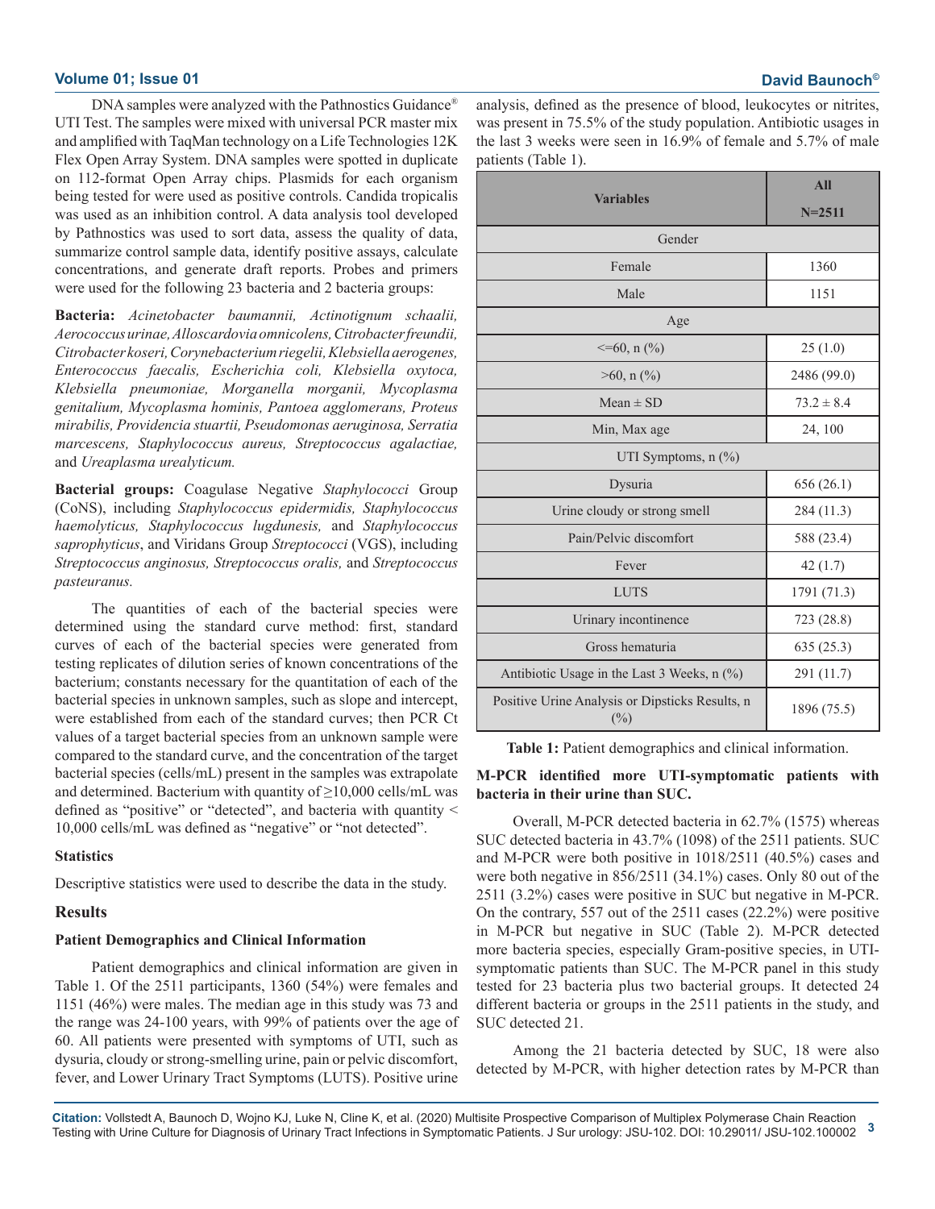DNA samples were analyzed with the Pathnostics Guidance® UTI Test. The samples were mixed with universal PCR master mix and amplified with TaqMan technology on a Life Technologies 12K Flex Open Array System. DNA samples were spotted in duplicate on 112-format Open Array chips. Plasmids for each organism being tested for were used as positive controls. Candida tropicalis was used as an inhibition control. A data analysis tool developed by Pathnostics was used to sort data, assess the quality of data, summarize control sample data, identify positive assays, calculate concentrations, and generate draft reports. Probes and primers were used for the following 23 bacteria and 2 bacteria groups:

**Bacteria:** *Acinetobacter baumannii, Actinotignum schaalii, Aerococcus urinae, Alloscardovia omnicolens, Citrobacter freundii, Citrobacter koseri, Corynebacterium riegelii, Klebsiella aerogenes, Enterococcus faecalis, Escherichia coli, Klebsiella oxytoca, Klebsiella pneumoniae, Morganella morganii, Mycoplasma genitalium, Mycoplasma hominis, Pantoea agglomerans, Proteus mirabilis, Providencia stuartii, Pseudomonas aeruginosa, Serratia marcescens, Staphylococcus aureus, Streptococcus agalactiae,* and *Ureaplasma urealyticum.*

**Bacterial groups:** Coagulase Negative *Staphylococci* Group (CoNS), including *Staphylococcus epidermidis, Staphylococcus haemolyticus, Staphylococcus lugdunesis,* and *Staphylococcus saprophyticus*, and Viridans Group *Streptococci* (VGS), including *Streptococcus anginosus, Streptococcus oralis,* and *Streptococcus pasteuranus.*

The quantities of each of the bacterial species were determined using the standard curve method: first, standard curves of each of the bacterial species were generated from testing replicates of dilution series of known concentrations of the bacterium; constants necessary for the quantitation of each of the bacterial species in unknown samples, such as slope and intercept, were established from each of the standard curves; then PCR Ct values of a target bacterial species from an unknown sample were compared to the standard curve, and the concentration of the target bacterial species (cells/mL) present in the samples was extrapolate and determined. Bacterium with quantity of ≥10,000 cells/mL was defined as "positive" or "detected", and bacteria with quantity < 10,000 cells/mL was defined as "negative" or "not detected".

### Statistics

Descriptive statistics were used to describe the data in the study.

## Results

### Patient Demographics and Clinical Information

Patient demographics and clinical information are given in Table 1. Of the 2511 participants, 1360 (54%) were females and 1151 (46%) were males. The median age in this study was 73 and the range was 24-100 years, with 99% of patients over the age of 60. All patients were presented with symptoms of UTI, such as dysuria, cloudy or strong-smelling urine, pain or pelvic discomfort, fever, and Lower Urinary Tract Symptoms (LUTS). Positive urine analysis, defined as the presence of blood, leukocytes or nitrites, was present in 75.5% of the study population. Antibiotic usages in the last 3 weeks were seen in 16.9% of female and 5.7% of male patients (Table 1).

| Variables | All N=2511 |
|---|---|
| Gender | |
| Female | 1360 |
| Male | 1151 |
| Age | |
| <=60, n (%) | 25 (1.0) |
| >60, n (%) | 2486 (99.0) |
| Mean ± SD | 73.2 ± 8.4 |
| Min, Max age | 24, 100 |
| UTI Symptoms, n (%) | |
| Dysuria | 656 (26.1) |
| Urine cloudy or strong smell | 284 (11.3) |
| Pain/Pelvic discomfort | 588 (23.4) |
| Fever | 42 (1.7) |
| LUTS | 1791 (71.3) |
| Urinary incontinence | 723 (28.8) |
| Gross hematuria | 635 (25.3) |
| Antibiotic Usage in the Last 3 Weeks, n (%) | 291 (11.7) |
| Positive Urine Analysis or Dipsticks Results, n (%) | 1896 (75.5) |

**Table 1:** Patient demographics and clinical information.

### M-PCR identified more UTI-symptomatic patients with bacteria in their urine than SUC.

Overall, M-PCR detected bacteria in 62.7% (1575) whereas SUC detected bacteria in 43.7% (1098) of the 2511 patients. SUC and M-PCR were both positive in 1018/2511 (40.5%) cases and were both negative in 856/2511 (34.1%) cases. Only 80 out of the 2511 (3.2%) cases were positive in SUC but negative in M-PCR. On the contrary, 557 out of the 2511 cases (22.2%) were positive in M-PCR but negative in SUC (Table 2). M-PCR detected more bacteria species, especially Gram-positive species, in UTI-symptomatic patients than SUC. The M-PCR panel in this study tested for 23 bacteria plus two bacterial groups. It detected 24 different bacteria or groups in the 2511 patients in the study, and SUC detected 21.

Among the 21 bacteria detected by SUC, 18 were also detected by M-PCR, with higher detection rates by M-PCR than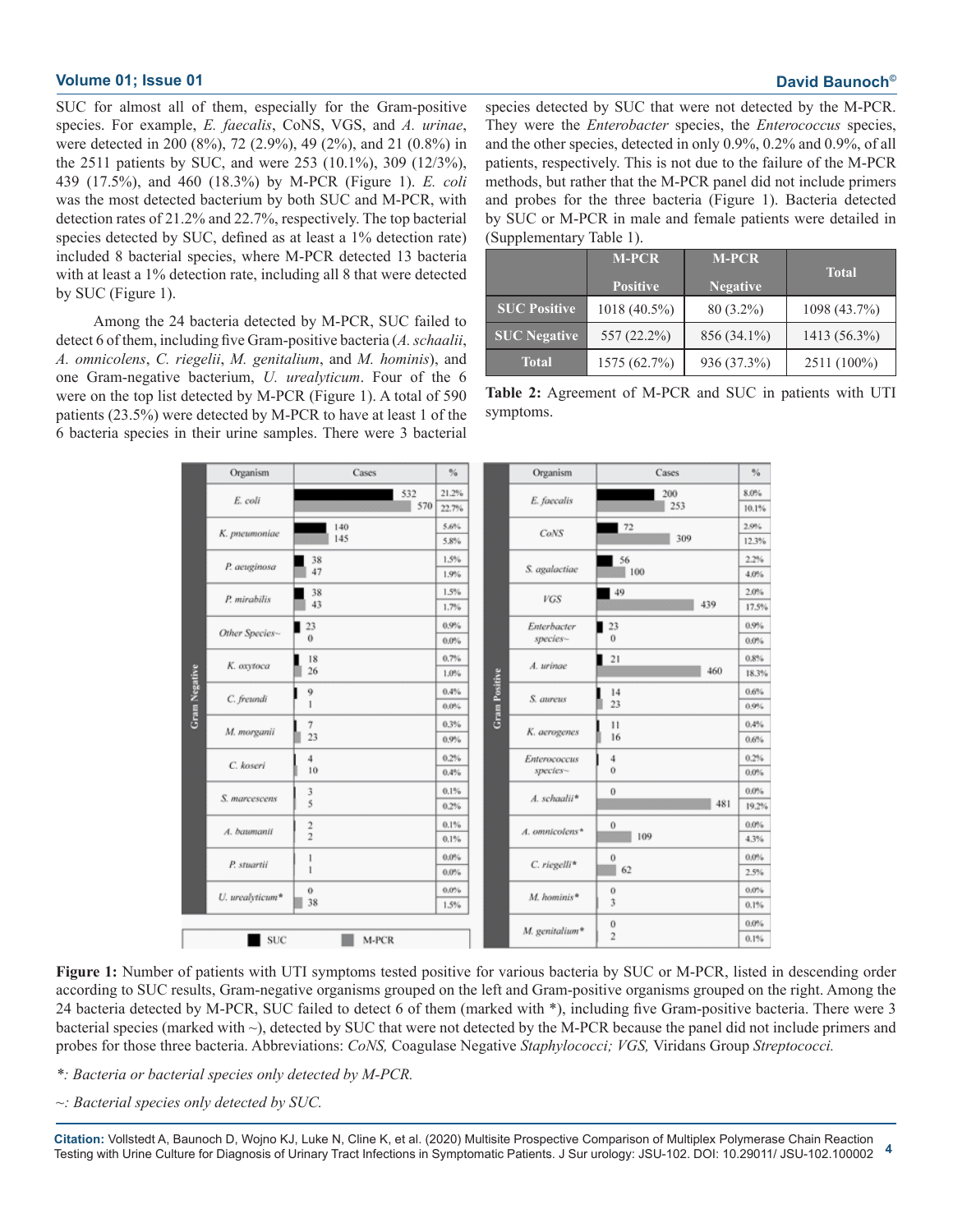SUC for almost all of them, especially for the Gram-positive species. For example, *E. faecalis*, CoNS, VGS, and *A. urinae*, were detected in 200 (8%), 72 (2.9%), 49 (2%), and 21 (0.8%) in the 2511 patients by SUC, and were 253 (10.1%), 309 (12/3%), 439 (17.5%), and 460 (18.3%) by M-PCR (Figure 1). *E. coli* was the most detected bacterium by both SUC and M-PCR, with detection rates of 21.2% and 22.7%, respectively. The top bacterial species detected by SUC, defined as at least a 1% detection rate) included 8 bacterial species, where M-PCR detected 13 bacteria with at least a 1% detection rate, including all 8 that were detected by SUC (Figure 1).

Among the 24 bacteria detected by M-PCR, SUC failed to detect 6 of them, including five Gram-positive bacteria (*A. schaalii*, *A. omnicolens*, *C. riegelii*, *M. genitalium*, and *M. hominis*), and one Gram-negative bacterium, *U. urealyticum*. Four of the 6 were on the top list detected by M-PCR (Figure 1). A total of 590 patients (23.5%) were detected by M-PCR to have at least 1 of the 6 bacteria species in their urine samples. There were 3 bacterial species detected by SUC that were not detected by the M-PCR. They were the *Enterobacter* species, the *Enterococcus* species, and the other species, detected in only 0.9%, 0.2% and 0.9%, of all patients, respectively. This is not due to the failure of the M-PCR methods, but rather that the M-PCR panel did not include primers and probes for the three bacteria (Figure 1). Bacteria detected by SUC or M-PCR in male and female patients were detailed in (Supplementary Table 1).

| | M-PCR Positive | M-PCR Negative | Total |
|---|---|---|---|
| **SUC Positive** | 1018 (40.5%) | 80 (3.2%) | 1098 (43.7%) |
| **SUC Negative** | 557 (22.2%) | 856 (34.1%) | 1413 (56.3%) |
| **Total** | 1575 (62.7%) | 936 (37.3%) | 2511 (100%) |

**Table 2:** Agreement of M-PCR and SUC in patients with UTI symptoms.

| Group | Organism | Cases (SUC) | Cases (M-PCR) | % (SUC) | % (M-PCR) |
|---|---|---|---|---|---|
| Gram Negative | *E. coli* | 532 | 570 | 21.2% | 22.7% |
| Gram Negative | *K. pneumoniae* | 140 | 145 | 5.6% | 5.8% |
| Gram Negative | *P. aeuginosa* | 38 | 47 | 1.5% | 1.9% |
| Gram Negative | *P. mirabilis* | 38 | 43 | 1.5% | 1.7% |
| Gram Negative | *Other Species~* | 23 | 0 | 0.9% | 0.0% |
| Gram Negative | *K. oxytoca* | 18 | 26 | 0.7% | 1.0% |
| Gram Negative | *C. freundi* | 9 | 1 | 0.4% | 0.0% |
| Gram Negative | *M. morganii* | 7 | 23 | 0.3% | 0.9% |
| Gram Negative | *C. koseri* | 4 | 10 | 0.2% | 0.4% |
| Gram Negative | *S. marcescens* | 3 | 5 | 0.1% | 0.2% |
| Gram Negative | *A. baumanii* | 2 | 2 | 0.1% | 0.1% |
| Gram Negative | *P. stuartii* | 1 | 1 | 0.0% | 0.0% |
| Gram Negative | *U. urealyticum** | 0 | 38 | 0.0% | 1.5% |
| Gram Positive | *E. faecalis* | 200 | 253 | 8.0% | 10.1% |
| Gram Positive | *CoNS* | 72 | 309 | 2.9% | 12.3% |
| Gram Positive | *S. agalactiae* | 56 | 100 | 2.2% | 4.0% |
| Gram Positive | *VGS* | 49 | 439 | 2.0% | 17.5% |
| Gram Positive | *Enterbacter species~* | 23 | 0 | 0.9% | 0.0% |
| Gram Positive | *A. urinae* | 21 | 460 | 0.8% | 18.3% |
| Gram Positive | *S. aureus* | 14 | 23 | 0.6% | 0.9% |
| Gram Positive | *K. aerogenes* | 11 | 16 | 0.4% | 0.6% |
| Gram Positive | *Enterococcus species~* | 4 | 0 | 0.2% | 0.0% |
| Gram Positive | *A. schaalii** | 0 | 481 | 0.0% | 19.2% |
| Gram Positive | *A. omnicolens** | 0 | 109 | 0.0% | 4.3% |
| Gram Positive | *C. riegelii** | 0 | 62 | 0.0% | 2.5% |
| Gram Positive | *M. hominis** | 0 | 3 | 0.0% | 0.1% |
| Gram Positive | *M. genitalium** | 0 | 2 | 0.0% | 0.1% |

**Figure 1:** Number of patients with UTI symptoms tested positive for various bacteria by SUC or M-PCR, listed in descending order according to SUC results, Gram-negative organisms grouped on the left and Gram-positive organisms grouped on the right. Among the 24 bacteria detected by M-PCR, SUC failed to detect 6 of them (marked with *), including five Gram-positive bacteria. There were 3 bacterial species (marked with ~), detected by SUC that were not detected by the M-PCR because the panel did not include primers and probes for those three bacteria. Abbreviations: *CoNS,* Coagulase Negative *Staphylococci; VGS,* Viridans Group *Streptococci.*

*\*: Bacteria or bacterial species only detected by M-PCR.*

*~: Bacterial species only detected by SUC.*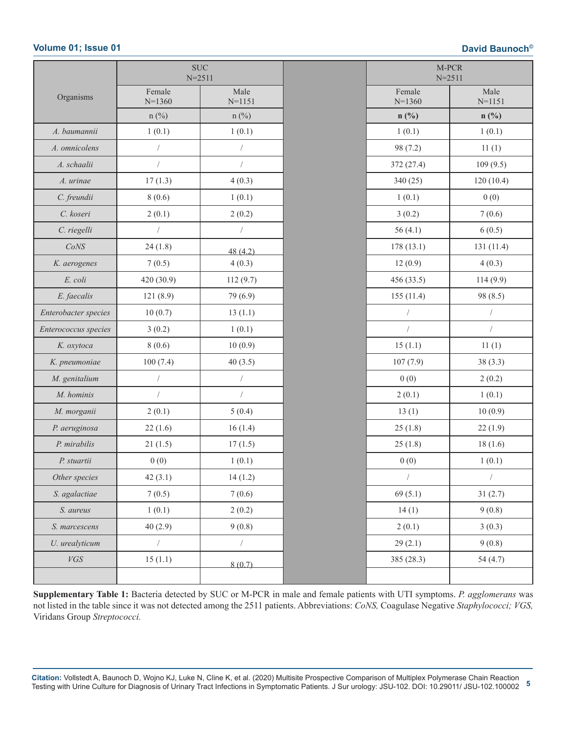| Organisms | SUC N=2511 | | | M-PCR N=2511 | |
|---|---|---|---|---|---|
| | Female N=1360 | Male N=1151 | | Female N=1360 | Male N=1151 |
| | n (%) | n (%) | | **n (%)** | **n (%)** |
| *A. baumannii* | 1 (0.1) | 1 (0.1) | | 1 (0.1) | 1 (0.1) |
| *A. omnicolens* | / | / | | 98 (7.2) | 11 (1) |
| *A. schaalii* | / | / | | 372 (27.4) | 109 (9.5) |
| *A. urinae* | 17 (1.3) | 4 (0.3) | | 340 (25) | 120 (10.4) |
| *C. freundii* | 8 (0.6) | 1 (0.1) | | 1 (0.1) | 0 (0) |
| *C. koseri* | 2 (0.1) | 2 (0.2) | | 3 (0.2) | 7 (0.6) |
| *C. riegelli* | / | / | | 56 (4.1) | 6 (0.5) |
| *CoNS* | 24 (1.8) | 48 (4.2) | | 178 (13.1) | 131 (11.4) |
| *K. aerogenes* | 7 (0.5) | 4 (0.3) | | 12 (0.9) | 4 (0.3) |
| *E. coli* | 420 (30.9) | 112 (9.7) | | 456 (33.5) | 114 (9.9) |
| *E. faecalis* | 121 (8.9) | 79 (6.9) | | 155 (11.4) | 98 (8.5) |
| *Enterobacter species* | 10 (0.7) | 13 (1.1) | | / | / |
| *Enterococcus species* | 3 (0.2) | 1 (0.1) | | / | / |
| *K. oxytoca* | 8 (0.6) | 10 (0.9) | | 15 (1.1) | 11 (1) |
| *K. pneumoniae* | 100 (7.4) | 40 (3.5) | | 107 (7.9) | 38 (3.3) |
| *M. genitalium* | / | / | | 0 (0) | 2 (0.2) |
| *M. hominis* | / | / | | 2 (0.1) | 1 (0.1) |
| *M. morganii* | 2 (0.1) | 5 (0.4) | | 13 (1) | 10 (0.9) |
| *P. aeruginosa* | 22 (1.6) | 16 (1.4) | | 25 (1.8) | 22 (1.9) |
| *P. mirabilis* | 21 (1.5) | 17 (1.5) | | 25 (1.8) | 18 (1.6) |
| *P. stuartii* | 0 (0) | 1 (0.1) | | 0 (0) | 1 (0.1) |
| *Other species* | 42 (3.1) | 14 (1.2) | | / | / |
| *S. agalactiae* | 7 (0.5) | 7 (0.6) | | 69 (5.1) | 31 (2.7) |
| *S. aureus* | 1 (0.1) | 2 (0.2) | | 14 (1) | 9 (0.8) |
| *S. marcescens* | 40 (2.9) | 9 (0.8) | | 2 (0.1) | 3 (0.3) |
| *U. urealyticum* | / | / | | 29 (2.1) | 9 (0.8) |
| *VGS* | 15 (1.1) | 8 (0.7) | | 385 (28.3) | 54 (4.7) |
| | | | | | |

**Supplementary Table 1:** Bacteria detected by SUC or M-PCR in male and female patients with UTI symptoms. *P. agglomerans* was not listed in the table since it was not detected among the 2511 patients. Abbreviations: *CoNS,* Coagulase Negative *Staphylococci; VGS,* Viridans Group *Streptococci.*

**Citation:** Vollstedt A, Baunoch D, Wojno KJ, Luke N, Cline K, et al. (2020) Multisite Prospective Comparison of Multiplex Polymerase Chain Reaction Testing with Urine Culture for Diagnosis of Urinary Tract Infections in Symptomatic Patients. J Sur urology: JSU-102. DOI: 10.29011/ JSU-102.100002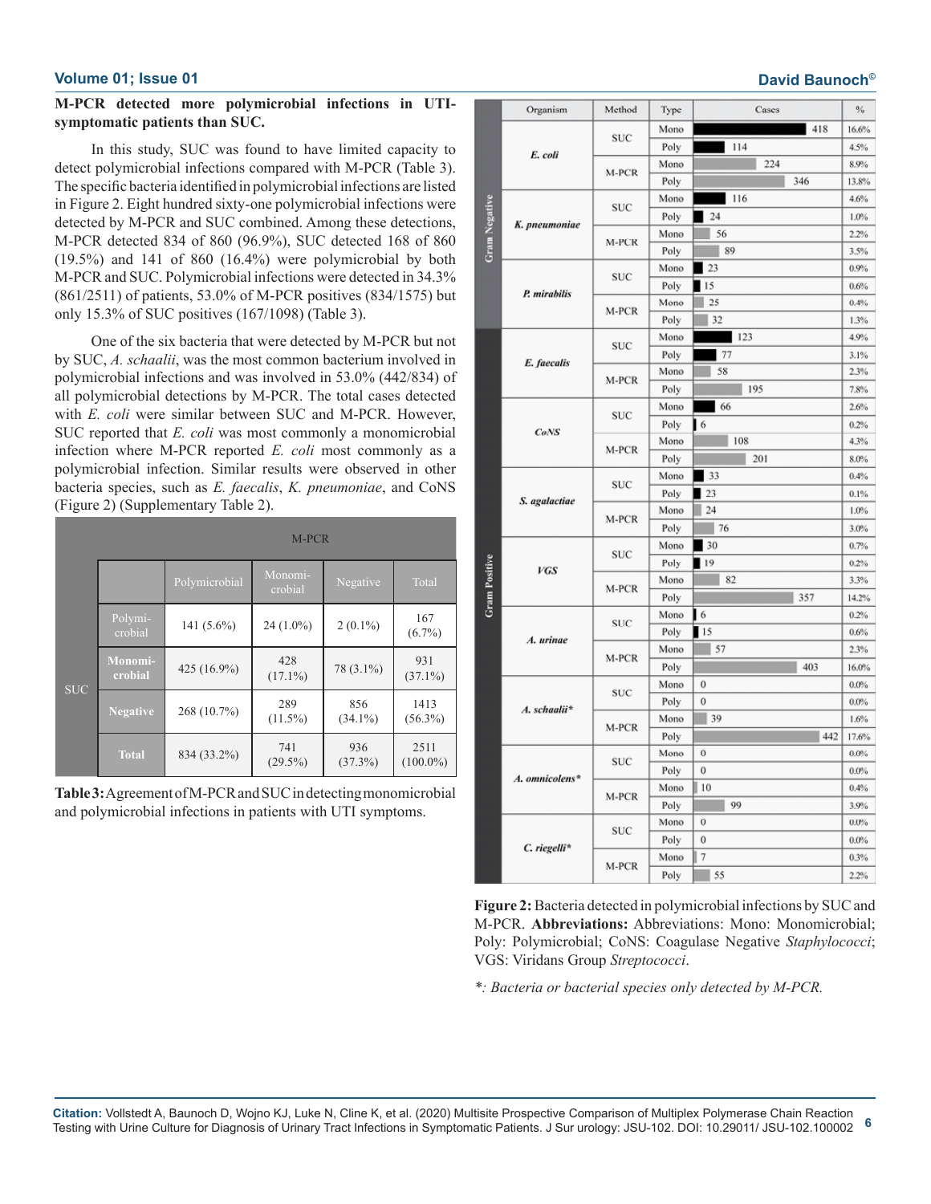**M-PCR detected more polymicrobial infections in UTI-symptomatic patients than SUC.**

In this study, SUC was found to have limited capacity to detect polymicrobial infections compared with M-PCR (Table 3). The specific bacteria identified in polymicrobial infections are listed in Figure 2. Eight hundred sixty-one polymicrobial infections were detected by M-PCR and SUC combined. Among these detections, M-PCR detected 834 of 860 (96.9%), SUC detected 168 of 860 (19.5%) and 141 of 860 (16.4%) were polymicrobial by both M-PCR and SUC. Polymicrobial infections were detected in 34.3% (861/2511) of patients, 53.0% of M-PCR positives (834/1575) but only 15.3% of SUC positives (167/1098) (Table 3).

One of the six bacteria that were detected by M-PCR but not by SUC, *A. schaalii*, was the most common bacterium involved in polymicrobial infections and was involved in 53.0% (442/834) of all polymicrobial detections by M-PCR. The total cases detected with *E. coli* were similar between SUC and M-PCR. However, SUC reported that *E. coli* was most commonly a monomicrobial infection where M-PCR reported *E. coli* most commonly as a polymicrobial infection. Similar results were observed in other bacteria species, such as *E. faecalis*, *K. pneumoniae*, and CoNS (Figure 2) (Supplementary Table 2).

| | | M-PCR | | | |
|---|---|---|---|---|---|
| | | Polymicrobial | Monomicrobial | Negative | Total |
| SUC | Polymicrobial | 141 (5.6%) | 24 (1.0%) | 2 (0.1%) | 167 (6.7%) |
| | Monomicrobial | 425 (16.9%) | 428 (17.1%) | 78 (3.1%) | 931 (37.1%) |
| | Negative | 268 (10.7%) | 289 (11.5%) | 856 (34.1%) | 1413 (56.3%) |
| | Total | 834 (33.2%) | 741 (29.5%) | 936 (37.3%) | 2511 (100.0%) |

**Table 3:** Agreement of M-PCR and SUC in detecting monomicrobial and polymicrobial infections in patients with UTI symptoms.

| | Organism | Method | Type | Cases | % |
|---|---|---|---|---|---|
| Gram Negative | *E. coli* | SUC | Mono | 418 | 16.6% |
| | | | Poly | 114 | 4.5% |
| | | M-PCR | Mono | 224 | 8.9% |
| | | | Poly | 346 | 13.8% |
| | *K. pneumoniae* | SUC | Mono | 116 | 4.6% |
| | | | Poly | 24 | 1.0% |
| | | M-PCR | Mono | 56 | 2.2% |
| | | | Poly | 89 | 3.5% |
| | *P. mirabilis* | SUC | Mono | 23 | 0.9% |
| | | | Poly | 15 | 0.6% |
| | | M-PCR | Mono | 25 | 0.4% |
| | | | Poly | 32 | 1.3% |
| Gram Positive | *E. faecalis* | SUC | Mono | 123 | 4.9% |
| | | | Poly | 77 | 3.1% |
| | | M-PCR | Mono | 58 | 2.3% |
| | | | Poly | 195 | 7.8% |
| | *CoNS* | SUC | Mono | 66 | 2.6% |
| | | | Poly | 6 | 0.2% |
| | | M-PCR | Mono | 108 | 4.3% |
| | | | Poly | 201 | 8.0% |
| | *S. agalactiae* | SUC | Mono | 33 | 0.4% |
| | | | Poly | 23 | 0.1% |
| | | M-PCR | Mono | 24 | 1.0% |
| | | | Poly | 76 | 3.0% |
| | *VGS* | SUC | Mono | 30 | 0.7% |
| | | | Poly | 19 | 0.2% |
| | | M-PCR | Mono | 82 | 3.3% |
| | | | Poly | 357 | 14.2% |
| | *A. urinae* | SUC | Mono | 6 | 0.2% |
| | | | Poly | 15 | 0.6% |
| | | M-PCR | Mono | 57 | 2.3% |
| | | | Poly | 403 | 16.0% |
| | *A. schaalii** | SUC | Mono | 0 | 0.0% |
| | | | Poly | 0 | 0.0% |
| | | M-PCR | Mono | 39 | 1.6% |
| | | | Poly | 442 | 17.6% |
| | *A. omnicolens** | SUC | Mono | 0 | 0.0% |
| | | | Poly | 0 | 0.0% |
| | | M-PCR | Mono | 10 | 0.4% |
| | | | Poly | 99 | 3.9% |
| | *C. riegelli** | SUC | Mono | 0 | 0.0% |
| | | | Poly | 0 | 0.0% |
| | | M-PCR | Mono | 7 | 0.3% |
| | | | Poly | 55 | 2.2% |

**Figure 2:** Bacteria detected in polymicrobial infections by SUC and M-PCR. **Abbreviations:** Abbreviations: Mono: Monomicrobial; Poly: Polymicrobial; CoNS: Coagulase Negative *Staphylococci*; VGS: Viridans Group *Streptococci*.

*\*: Bacteria or bacterial species only detected by M-PCR.*

**Citation:** Vollstedt A, Baunoch D, Wojno KJ, Luke N, Cline K, et al. (2020) Multisite Prospective Comparison of Multiplex Polymerase Chain Reaction Testing with Urine Culture for Diagnosis of Urinary Tract Infections in Symptomatic Patients. J Sur urology: JSU-102. DOI: 10.29011/ JSU-102.100002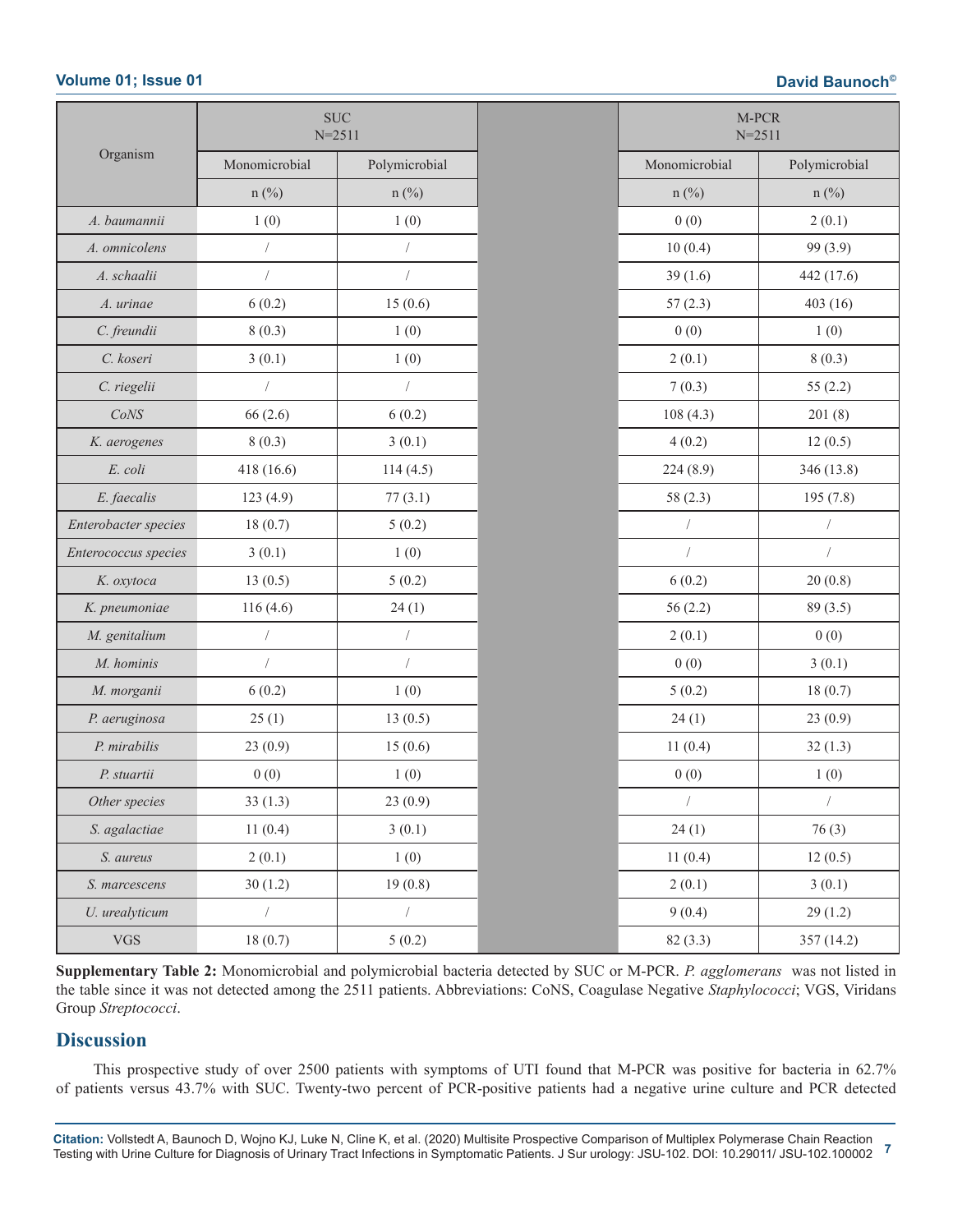| Organism | SUC N=2511 | | | M-PCR N=2511 | |
|---|---|---|---|---|---|
| | Monomicrobial | Polymicrobial | | Monomicrobial | Polymicrobial |
| | n (%) | n (%) | | n (%) | n (%) |
| *A. baumannii* | 1 (0) | 1 (0) | | 0 (0) | 2 (0.1) |
| *A. omnicolens* | / | / | | 10 (0.4) | 99 (3.9) |
| *A. schaalii* | / | / | | 39 (1.6) | 442 (17.6) |
| *A. urinae* | 6 (0.2) | 15 (0.6) | | 57 (2.3) | 403 (16) |
| *C. freundii* | 8 (0.3) | 1 (0) | | 0 (0) | 1 (0) |
| *C. koseri* | 3 (0.1) | 1 (0) | | 2 (0.1) | 8 (0.3) |
| *C. riegelii* | / | / | | 7 (0.3) | 55 (2.2) |
| *CoNS* | 66 (2.6) | 6 (0.2) | | 108 (4.3) | 201 (8) |
| *K. aerogenes* | 8 (0.3) | 3 (0.1) | | 4 (0.2) | 12 (0.5) |
| *E. coli* | 418 (16.6) | 114 (4.5) | | 224 (8.9) | 346 (13.8) |
| *E. faecalis* | 123 (4.9) | 77 (3.1) | | 58 (2.3) | 195 (7.8) |
| *Enterobacter species* | 18 (0.7) | 5 (0.2) | | / | / |
| *Enterococcus species* | 3 (0.1) | 1 (0) | | / | / |
| *K. oxytoca* | 13 (0.5) | 5 (0.2) | | 6 (0.2) | 20 (0.8) |
| *K. pneumoniae* | 116 (4.6) | 24 (1) | | 56 (2.2) | 89 (3.5) |
| *M. genitalium* | / | / | | 2 (0.1) | 0 (0) |
| *M. hominis* | / | / | | 0 (0) | 3 (0.1) |
| *M. morganii* | 6 (0.2) | 1 (0) | | 5 (0.2) | 18 (0.7) |
| *P. aeruginosa* | 25 (1) | 13 (0.5) | | 24 (1) | 23 (0.9) |
| *P. mirabilis* | 23 (0.9) | 15 (0.6) | | 11 (0.4) | 32 (1.3) |
| *P. stuartii* | 0 (0) | 1 (0) | | 0 (0) | 1 (0) |
| *Other species* | 33 (1.3) | 23 (0.9) | | / | / |
| *S. agalactiae* | 11 (0.4) | 3 (0.1) | | 24 (1) | 76 (3) |
| *S. aureus* | 2 (0.1) | 1 (0) | | 11 (0.4) | 12 (0.5) |
| *S. marcescens* | 30 (1.2) | 19 (0.8) | | 2 (0.1) | 3 (0.1) |
| *U. urealyticum* | / | / | | 9 (0.4) | 29 (1.2) |
| VGS | 18 (0.7) | 5 (0.2) | | 82 (3.3) | 357 (14.2) |

**Supplementary Table 2:** Monomicrobial and polymicrobial bacteria detected by SUC or M-PCR. *P. agglomerans* was not listed in the table since it was not detected among the 2511 patients. Abbreviations: CoNS, Coagulase Negative *Staphylococci*; VGS, Viridans Group *Streptococci*.

## Discussion

This prospective study of over 2500 patients with symptoms of UTI found that M-PCR was positive for bacteria in 62.7% of patients versus 43.7% with SUC. Twenty-two percent of PCR-positive patients had a negative urine culture and PCR detected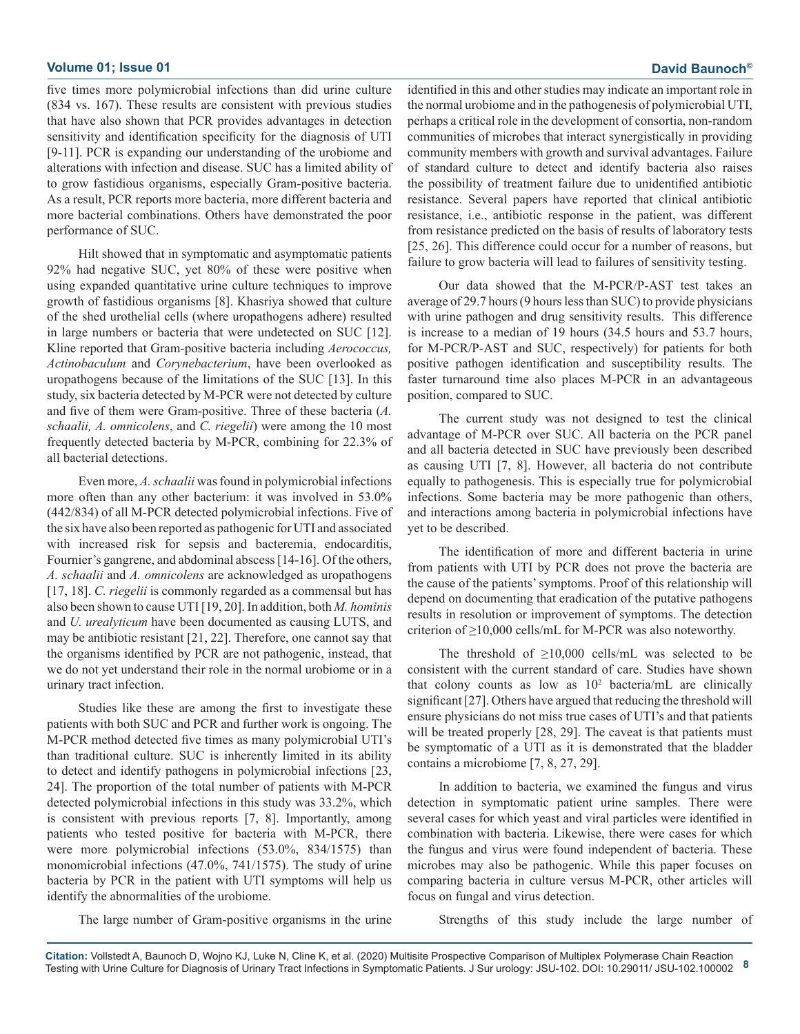five times more polymicrobial infections than did urine culture (834 vs. 167). These results are consistent with previous studies that have also shown that PCR provides advantages in detection sensitivity and identification specificity for the diagnosis of UTI [9-11]. PCR is expanding our understanding of the urobiome and alterations with infection and disease. SUC has a limited ability of to grow fastidious organisms, especially Gram-positive bacteria. As a result, PCR reports more bacteria, more different bacteria and more bacterial combinations. Others have demonstrated the poor performance of SUC.

Hilt showed that in symptomatic and asymptomatic patients 92% had negative SUC, yet 80% of these were positive when using expanded quantitative urine culture techniques to improve growth of fastidious organisms [8]. Khasriya showed that culture of the shed urothelial cells (where uropathogens adhere) resulted in large numbers or bacteria that were undetected on SUC [12]. Kline reported that Gram-positive bacteria including *Aerococcus, Actinobaculum* and *Corynebacterium*, have been overlooked as uropathogens because of the limitations of the SUC [13]. In this study, six bacteria detected by M-PCR were not detected by culture and five of them were Gram-positive. Three of these bacteria (*A. schaalii, A. omnicolens*, and *C. riegelii*) were among the 10 most frequently detected bacteria by M-PCR, combining for 22.3% of all bacterial detections.

Even more, *A. schaalii* was found in polymicrobial infections more often than any other bacterium: it was involved in 53.0% (442/834) of all M-PCR detected polymicrobial infections. Five of the six have also been reported as pathogenic for UTI and associated with increased risk for sepsis and bacteremia, endocarditis, Fournier's gangrene, and abdominal abscess [14-16]. Of the others, *A. schaalii* and *A. omnicolens* are acknowledged as uropathogens [17, 18]. *C. riegelii* is commonly regarded as a commensal but has also been shown to cause UTI [19, 20]. In addition, both *M. hominis* and *U. urealyticum* have been documented as causing LUTS, and may be antibiotic resistant [21, 22]. Therefore, one cannot say that the organisms identified by PCR are not pathogenic, instead, that we do not yet understand their role in the normal urobiome or in a urinary tract infection.

Studies like these are among the first to investigate these patients with both SUC and PCR and further work is ongoing. The M-PCR method detected five times as many polymicrobial UTI's than traditional culture. SUC is inherently limited in its ability to detect and identify pathogens in polymicrobial infections [23, 24]. The proportion of the total number of patients with M-PCR detected polymicrobial infections in this study was 33.2%, which is consistent with previous reports [7, 8]. Importantly, among patients who tested positive for bacteria with M-PCR, there were more polymicrobial infections (53.0%, 834/1575) than monomicrobial infections (47.0%, 741/1575). The study of urine bacteria by PCR in the patient with UTI symptoms will help us identify the abnormalities of the urobiome.

The large number of Gram-positive organisms in the urine identified in this and other studies may indicate an important role in the normal urobiome and in the pathogenesis of polymicrobial UTI, perhaps a critical role in the development of consortia, non-random communities of microbes that interact synergistically in providing community members with growth and survival advantages. Failure of standard culture to detect and identify bacteria also raises the possibility of treatment failure due to unidentified antibiotic resistance. Several papers have reported that clinical antibiotic resistance, i.e., antibiotic response in the patient, was different from resistance predicted on the basis of results of laboratory tests [25, 26]. This difference could occur for a number of reasons, but failure to grow bacteria will lead to failures of sensitivity testing.

Our data showed that the M-PCR/P-AST test takes an average of 29.7 hours (9 hours less than SUC) to provide physicians with urine pathogen and drug sensitivity results. This difference is increase to a median of 19 hours (34.5 hours and 53.7 hours, for M-PCR/P-AST and SUC, respectively) for patients for both positive pathogen identification and susceptibility results. The faster turnaround time also places M-PCR in an advantageous position, compared to SUC.

The current study was not designed to test the clinical advantage of M-PCR over SUC. All bacteria on the PCR panel and all bacteria detected in SUC have previously been described as causing UTI [7, 8]. However, all bacteria do not contribute equally to pathogenesis. This is especially true for polymicrobial infections. Some bacteria may be more pathogenic than others, and interactions among bacteria in polymicrobial infections have yet to be described.

The identification of more and different bacteria in urine from patients with UTI by PCR does not prove the bacteria are the cause of the patients' symptoms. Proof of this relationship will depend on documenting that eradication of the putative pathogens results in resolution or improvement of symptoms. The detection criterion of ≥10,000 cells/mL for M-PCR was also noteworthy.

The threshold of ≥10,000 cells/mL was selected to be consistent with the current standard of care. Studies have shown that colony counts as low as $10^2$ bacteria/mL are clinically significant [27]. Others have argued that reducing the threshold will ensure physicians do not miss true cases of UTI's and that patients will be treated properly [28, 29]. The caveat is that patients must be symptomatic of a UTI as it is demonstrated that the bladder contains a microbiome [7, 8, 27, 29].

In addition to bacteria, we examined the fungus and virus detection in symptomatic patient urine samples. There were several cases for which yeast and viral particles were identified in combination with bacteria. Likewise, there were cases for which the fungus and virus were found independent of bacteria. These microbes may also be pathogenic. While this paper focuses on comparing bacteria in culture versus M-PCR, other articles will focus on fungal and virus detection.

Strengths of this study include the large number of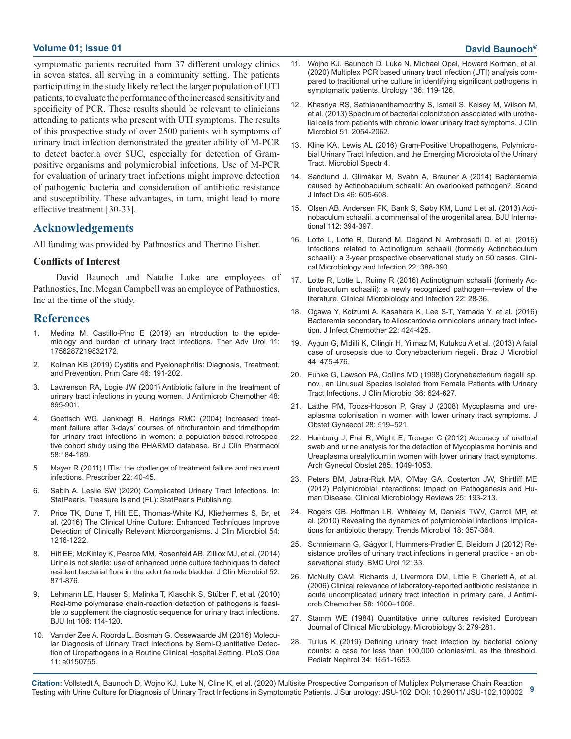symptomatic patients recruited from 37 different urology clinics in seven states, all serving in a community setting. The patients participating in the study likely reflect the larger population of UTI patients, to evaluate the performance of the increased sensitivity and specificity of PCR. These results should be relevant to clinicians attending to patients who present with UTI symptoms. The results of this prospective study of over 2500 patients with symptoms of urinary tract infection demonstrated the greater ability of M-PCR to detect bacteria over SUC, especially for detection of Gram-positive organisms and polymicrobial infections. Use of M-PCR for evaluation of urinary tract infections might improve detection of pathogenic bacteria and consideration of antibiotic resistance and susceptibility. These advantages, in turn, might lead to more effective treatment [30-33].

## Acknowledgements

All funding was provided by Pathnostics and Thermo Fisher.

### Conflicts of Interest

David Baunoch and Natalie Luke are employees of Pathnostics, Inc. Megan Campbell was an employee of Pathnostics, Inc at the time of the study.

## References

1. Medina M, Castillo-Pino E (2019) an introduction to the epidemiology and burden of urinary tract infections. Ther Adv Urol 11: 1756287219832172.
2. Kolman KB (2019) Cystitis and Pyelonephritis: Diagnosis, Treatment, and Prevention. Prim Care 46: 191-202.
3. Lawrenson RA, Logie JW (2001) Antibiotic failure in the treatment of urinary tract infections in young women. J Antimicrob Chemother 48: 895-901.
4. Goettsch WG, Janknegt R, Herings RMC (2004) Increased treatment failure after 3-days' courses of nitrofurantoin and trimethoprim for urinary tract infections in women: a population-based retrospective cohort study using the PHARMO database. Br J Clin Pharmacol 58:184-189.
5. Mayer R (2011) UTIs: the challenge of treatment failure and recurrent infections. Prescriber 22: 40-45.
6. Sabih A, Leslie SW (2020) Complicated Urinary Tract Infections. In: StatPearls. Treasure Island (FL): StatPearls Publishing.
7. Price TK, Dune T, Hilt EE, Thomas-White KJ, Kliethermes S, Br, et al. (2016) The Clinical Urine Culture: Enhanced Techniques Improve Detection of Clinically Relevant Microorganisms. J Clin Microbiol 54: 1216-1222.
8. Hilt EE, McKinley K, Pearce MM, Rosenfeld AB, Zilliox MJ, et al. (2014) Urine is not sterile: use of enhanced urine culture techniques to detect resident bacterial flora in the adult female bladder. J Clin Microbiol 52: 871-876.
9. Lehmann LE, Hauser S, Malinka T, Klaschik S, Stüber F, et al. (2010) Real-time polymerase chain-reaction detection of pathogens is feasible to supplement the diagnostic sequence for urinary tract infections. BJU Int 106: 114-120.
10. Van der Zee A, Roorda L, Bosman G, Ossewaarde JM (2016) Molecular Diagnosis of Urinary Tract Infections by Semi-Quantitative Detection of Uropathogens in a Routine Clinical Hospital Setting. PLoS One 11: e0150755.
11. Wojno KJ, Baunoch D, Luke N, Michael Opel, Howard Korman, et al. (2020) Multiplex PCR based urinary tract infection (UTI) analysis compared to traditional urine culture in identifying significant pathogens in symptomatic patients. Urology 136: 119-126.
12. Khasriya RS, Sathiananthamoorthy S, Ismail S, Kelsey M, Wilson M, et al. (2013) Spectrum of bacterial colonization associated with urothelial cells from patients with chronic lower urinary tract symptoms. J Clin Microbiol 51: 2054-2062.
13. Kline KA, Lewis AL (2016) Gram-Positive Uropathogens, Polymicrobial Urinary Tract Infection, and the Emerging Microbiota of the Urinary Tract. Microbiol Spectr 4.
14. Sandlund J, Glimåker M, Svahn A, Brauner A (2014) Bacteraemia caused by Actinobaculum schaalii: An overlooked pathogen?. Scand J Infect Dis 46: 605-608.
15. Olsen AB, Andersen PK, Bank S, Søby KM, Lund L et al. (2013) Actinobaculum schaalii, a commensal of the urogenital area. BJU International 112: 394-397.
16. Lotte L, Lotte R, Durand M, Degand N, Ambrosetti D, et al. (2016) Infections related to Actinotignum schaalii (formerly Actinobaculum schaalii): a 3-year prospective observational study on 50 cases. Clinical Microbiology and Infection 22: 388-390.
17. Lotte R, Lotte L, Ruimy R (2016) Actinotignum schaalii (formerly Actinobaculum schaalii): a newly recognized pathogen—review of the literature. Clinical Microbiology and Infection 22: 28-36.
18. Ogawa Y, Koizumi A, Kasahara K, Lee S-T, Yamada Y, et al. (2016) Bacteremia secondary to Alloscardovia omnicolens urinary tract infection. J Infect Chemother 22: 424-425.
19. Aygun G, Midilli K, Cilingir H, Yilmaz M, Kutukcu A et al. (2013) A fatal case of urosepsis due to Corynebacterium riegelii. Braz J Microbiol 44: 475-476.
20. Funke G, Lawson PA, Collins MD (1998) Corynebacterium riegelii sp. nov., an Unusual Species Isolated from Female Patients with Urinary Tract Infections. J Clin Microbiol 36: 624-627.
21. Latthe PM, Toozs-Hobson P, Gray J (2008) Mycoplasma and ureaplasma colonisation in women with lower urinary tract symptoms. J Obstet Gynaecol 28: 519–521.
22. Humburg J, Frei R, Wight E, Troeger C (2012) Accuracy of urethral swab and urine analysis for the detection of Mycoplasma hominis and Ureaplasma urealyticum in women with lower urinary tract symptoms. Arch Gynecol Obstet 285: 1049-1053.
23. Peters BM, Jabra-Rizk MA, O'May GA, Costerton JW, Shirtliff ME (2012) Polymicrobial Interactions: Impact on Pathogenesis and Human Disease. Clinical Microbiology Reviews 25: 193-213.
24. Rogers GB, Hoffman LR, Whiteley M, Daniels TWV, Carroll MP, et al. (2010) Revealing the dynamics of polymicrobial infections: implications for antibiotic therapy. Trends Microbiol 18: 357-364.
25. Schmiemann G, Gágyor I, Hummers-Pradier E, Bleidorn J (2012) Resistance profiles of urinary tract infections in general practice - an observational study. BMC Urol 12: 33.
26. McNulty CAM, Richards J, Livermore DM, Little P, Charlett A, et al. (2006) Clinical relevance of laboratory-reported antibiotic resistance in acute uncomplicated urinary tract infection in primary care. J Antimicrob Chemother 58: 1000–1008.
27. Stamm WE (1984) Quantitative urine cultures revisited European Journal of Clinical Microbiology. Microbiology 3: 279-281.
28. Tullus K (2019) Defining urinary tract infection by bacterial colony counts: a case for less than 100,000 colonies/mL as the threshold. Pediatr Nephrol 34: 1651-1653.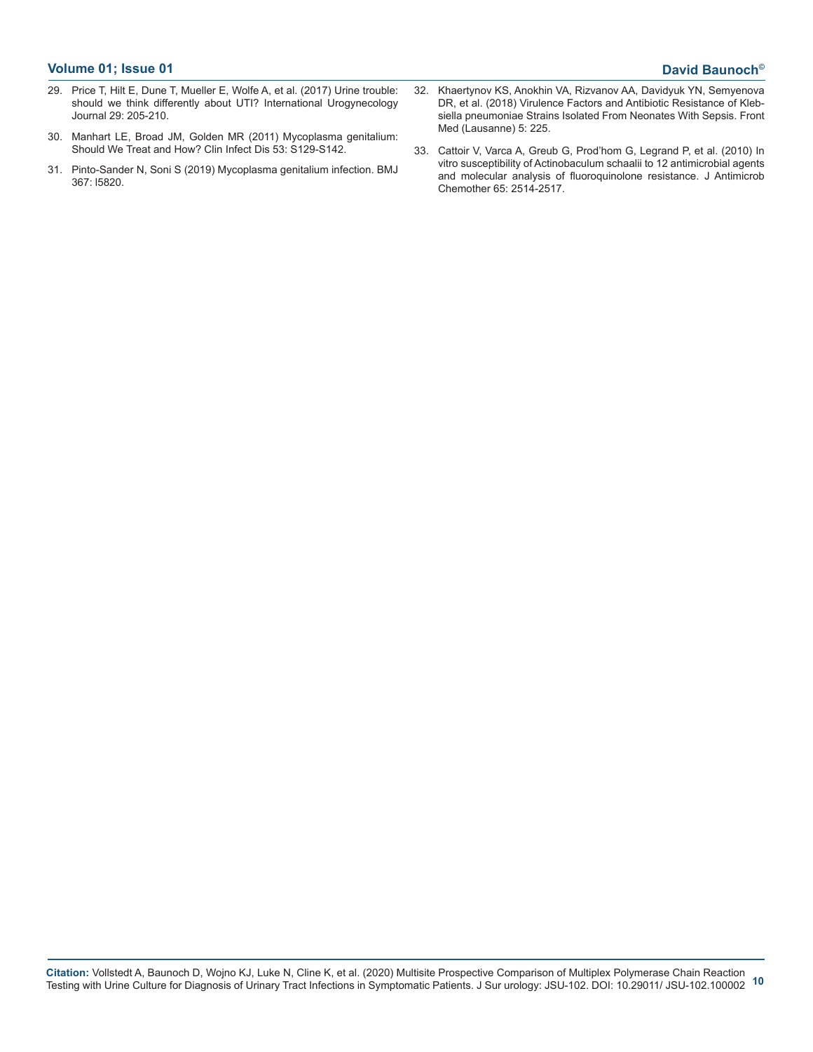29. Price T, Hilt E, Dune T, Mueller E, Wolfe A, et al. (2017) Urine trouble: should we think differently about UTI? International Urogynecology Journal 29: 205-210.

30. Manhart LE, Broad JM, Golden MR (2011) Mycoplasma genitalium: Should We Treat and How? Clin Infect Dis 53: S129-S142.

31. Pinto-Sander N, Soni S (2019) Mycoplasma genitalium infection. BMJ 367: l5820.

32. Khaertynov KS, Anokhin VA, Rizvanov AA, Davidyuk YN, Semyenova DR, et al. (2018) Virulence Factors and Antibiotic Resistance of Klebsiella pneumoniae Strains Isolated From Neonates With Sepsis. Front Med (Lausanne) 5: 225.

33. Cattoir V, Varca A, Greub G, Prod'hom G, Legrand P, et al. (2010) In vitro susceptibility of Actinobaculum schaalii to 12 antimicrobial agents and molecular analysis of fluoroquinolone resistance. J Antimicrob Chemother 65: 2514-2517.